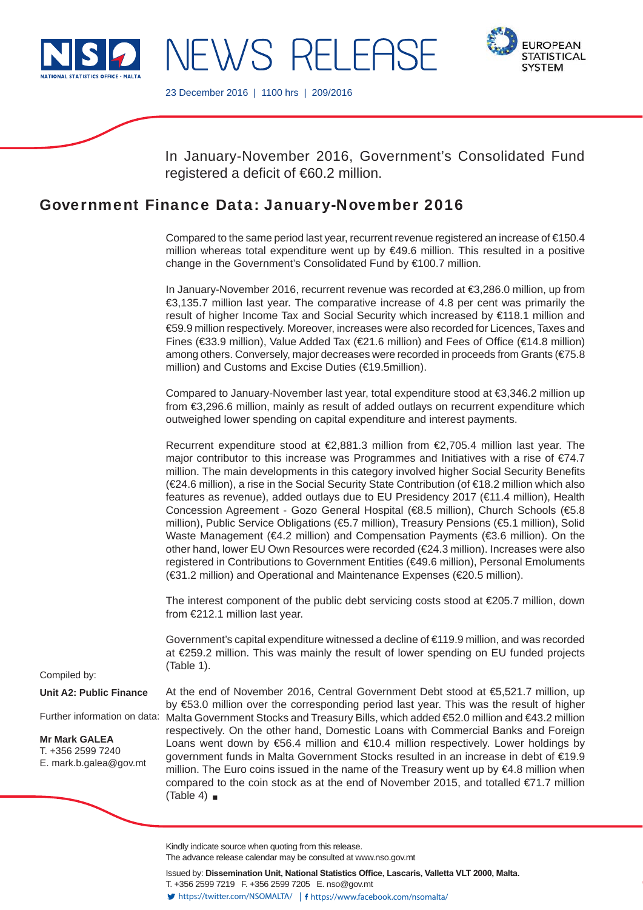NEWS RELEASE

23 December 2016 | 1100 hrs | 209/2016

In January-November 2016, Government's Consolidated Fund registered a deficit of €60.2 million.

## Government Finance Data: January-November 2016

Compared to the same period last year, recurrent revenue registered an increase of €150.4 million whereas total expenditure went up by €49.6 million. This resulted in a positive change in the Government's Consolidated Fund by €100.7 million.

In January-November 2016, recurrent revenue was recorded at €3,286.0 million, up from €3,135.7 million last year. The comparative increase of 4.8 per cent was primarily the result of higher Income Tax and Social Security which increased by €118.1 million and €59.9 million respectively. Moreover, increases were also recorded for Licences, Taxes and Fines (€33.9 million), Value Added Tax (€21.6 million) and Fees of Office (€14.8 million) among others. Conversely, major decreases were recorded in proceeds from Grants (€75.8 million) and Customs and Excise Duties (€19.5million).

Compared to January-November last year, total expenditure stood at €3,346.2 million up from €3,296.6 million, mainly as result of added outlays on recurrent expenditure which outweighed lower spending on capital expenditure and interest payments.

Recurrent expenditure stood at €2,881.3 million from €2,705.4 million last year. The major contributor to this increase was Programmes and Initiatives with a rise of €74.7 million. The main developments in this category involved higher Social Security Benefits (€24.6 million), a rise in the Social Security State Contribution (of €18.2 million which also features as revenue), added outlays due to EU Presidency 2017 (€11.4 million), Health Concession Agreement - Gozo General Hospital (€8.5 million), Church Schools (€5.8 million), Public Service Obligations (€5.7 million), Treasury Pensions (€5.1 million), Solid Waste Management (€4.2 million) and Compensation Payments (€3.6 million). On the other hand, lower EU Own Resources were recorded (€24.3 million). Increases were also registered in Contributions to Government Entities (€49.6 million), Personal Emoluments (€31.2 million) and Operational and Maintenance Expenses (€20.5 million).

The interest component of the public debt servicing costs stood at €205.7 million, down from €212.1 million last year.

Government's capital expenditure witnessed a decline of €119.9 million, and was recorded at €259.2 million. This was mainly the result of lower spending on EU funded projects (Table 1).

At the end of November 2016, Central Government Debt stood at €5,521.7 million, up by €53.0 million over the corresponding period last year. This was the result of higher Malta Government Stocks and Treasury Bills, which added €52.0 million and €43.2 million respectively. On the other hand, Domestic Loans with Commercial Banks and Foreign Loans went down by €56.4 million and €10.4 million respectively. Lower holdings by government funds in Malta Government Stocks resulted in an increase in debt of €19.9 million. The Euro coins issued in the name of the Treasury went up by €4.8 million when compared to the coin stock as at the end of November 2015, and totalled €71.7 million (Table 4) ■

Compiled by:

**Unit A2: Public Finance**

Further information on data:

**Mr Mark GALEA**
T. +356 2599 7240
E. mark.b.galea@gov.mt

Kindly indicate source when quoting from this release.
The advance release calendar may be consulted at www.nso.gov.mt

Issued by: **Dissemination Unit, National Statistics Office, Lascaris, Valletta VLT 2000, Malta.**
T. +356 2599 7219 F. +356 2599 7205 E. nso@gov.mt
https://twitter.com/NSOMALTA/ | https://www.facebook.com/nsomalta/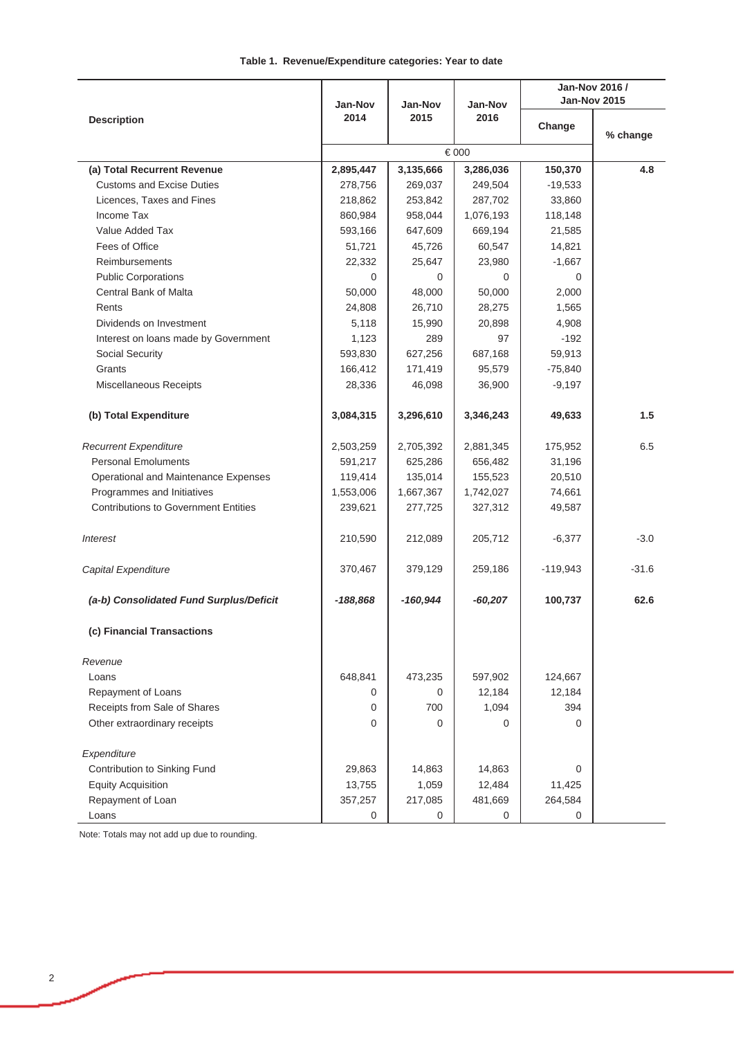**Table 1. Revenue/Expenditure categories: Year to date**

| Description | Jan-Nov 2014 | Jan-Nov 2015 | Jan-Nov 2016 | Jan-Nov 2016 / Jan-Nov 2015 | |
|---|---|---|---|---|---|
| | | | | Change | % change |
| | € 000 | | | | |
| **(a) Total Recurrent Revenue** | **2,895,447** | **3,135,666** | **3,286,036** | **150,370** | **4.8** |
| Customs and Excise Duties | 278,756 | 269,037 | 249,504 | -19,533 | |
| Licences, Taxes and Fines | 218,862 | 253,842 | 287,702 | 33,860 | |
| Income Tax | 860,984 | 958,044 | 1,076,193 | 118,148 | |
| Value Added Tax | 593,166 | 647,609 | 669,194 | 21,585 | |
| Fees of Office | 51,721 | 45,726 | 60,547 | 14,821 | |
| Reimbursements | 22,332 | 25,647 | 23,980 | -1,667 | |
| Public Corporations | 0 | 0 | 0 | 0 | |
| Central Bank of Malta | 50,000 | 48,000 | 50,000 | 2,000 | |
| Rents | 24,808 | 26,710 | 28,275 | 1,565 | |
| Dividends on Investment | 5,118 | 15,990 | 20,898 | 4,908 | |
| Interest on loans made by Government | 1,123 | 289 | 97 | -192 | |
| Social Security | 593,830 | 627,256 | 687,168 | 59,913 | |
| Grants | 166,412 | 171,419 | 95,579 | -75,840 | |
| Miscellaneous Receipts | 28,336 | 46,098 | 36,900 | -9,197 | |
| **(b) Total Expenditure** | **3,084,315** | **3,296,610** | **3,346,243** | **49,633** | **1.5** |
| *Recurrent Expenditure* | 2,503,259 | 2,705,392 | 2,881,345 | 175,952 | 6.5 |
| Personal Emoluments | 591,217 | 625,286 | 656,482 | 31,196 | |
| Operational and Maintenance Expenses | 119,414 | 135,014 | 155,523 | 20,510 | |
| Programmes and Initiatives | 1,553,006 | 1,667,367 | 1,742,027 | 74,661 | |
| Contributions to Government Entities | 239,621 | 277,725 | 327,312 | 49,587 | |
| *Interest* | 210,590 | 212,089 | 205,712 | -6,377 | -3.0 |
| *Capital Expenditure* | 370,467 | 379,129 | 259,186 | -119,943 | -31.6 |
| ***(a-b) Consolidated Fund Surplus/Deficit*** | ***-188,868*** | ***-160,944*** | ***-60,207*** | **100,737** | **62.6** |
| **(c) Financial Transactions** | | | | | |
| *Revenue* | | | | | |
| Loans | 648,841 | 473,235 | 597,902 | 124,667 | |
| Repayment of Loans | 0 | 0 | 12,184 | 12,184 | |
| Receipts from Sale of Shares | 0 | 700 | 1,094 | 394 | |
| Other extraordinary receipts | 0 | 0 | 0 | 0 | |
| *Expenditure* | | | | | |
| Contribution to Sinking Fund | 29,863 | 14,863 | 14,863 | 0 | |
| Equity Acquisition | 13,755 | 1,059 | 12,484 | 11,425 | |
| Repayment of Loan | 357,257 | 217,085 | 481,669 | 264,584 | |
| Loans | 0 | 0 | 0 | 0 | |

Note: Totals may not add up due to rounding.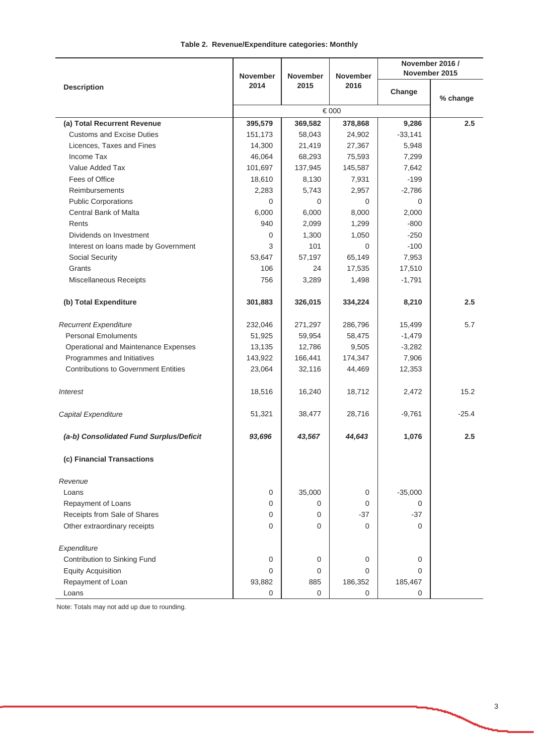**Table 2. Revenue/Expenditure categories: Monthly**

| Description | November 2014 | November 2015 | November 2016 | November 2016 / November 2015 | |
|---|---|---|---|---|---|
| | | | | Change | % change |
| | € 000 | | | | |
| **(a) Total Recurrent Revenue** | **395,579** | **369,582** | **378,868** | **9,286** | **2.5** |
| Customs and Excise Duties | 151,173 | 58,043 | 24,902 | -33,141 | |
| Licences, Taxes and Fines | 14,300 | 21,419 | 27,367 | 5,948 | |
| Income Tax | 46,064 | 68,293 | 75,593 | 7,299 | |
| Value Added Tax | 101,697 | 137,945 | 145,587 | 7,642 | |
| Fees of Office | 18,610 | 8,130 | 7,931 | -199 | |
| Reimbursements | 2,283 | 5,743 | 2,957 | -2,786 | |
| Public Corporations | 0 | 0 | 0 | 0 | |
| Central Bank of Malta | 6,000 | 6,000 | 8,000 | 2,000 | |
| Rents | 940 | 2,099 | 1,299 | -800 | |
| Dividends on Investment | 0 | 1,300 | 1,050 | -250 | |
| Interest on loans made by Government | 3 | 101 | 0 | -100 | |
| Social Security | 53,647 | 57,197 | 65,149 | 7,953 | |
| Grants | 106 | 24 | 17,535 | 17,510 | |
| Miscellaneous Receipts | 756 | 3,289 | 1,498 | -1,791 | |
| **(b) Total Expenditure** | **301,883** | **326,015** | **334,224** | **8,210** | **2.5** |
| *Recurrent Expenditure* | 232,046 | 271,297 | 286,796 | 15,499 | 5.7 |
| Personal Emoluments | 51,925 | 59,954 | 58,475 | -1,479 | |
| Operational and Maintenance Expenses | 13,135 | 12,786 | 9,505 | -3,282 | |
| Programmes and Initiatives | 143,922 | 166,441 | 174,347 | 7,906 | |
| Contributions to Government Entities | 23,064 | 32,116 | 44,469 | 12,353 | |
| *Interest* | 18,516 | 16,240 | 18,712 | 2,472 | 15.2 |
| *Capital Expenditure* | 51,321 | 38,477 | 28,716 | -9,761 | -25.4 |
| ***(a-b) Consolidated Fund Surplus/Deficit*** | ***93,696*** | ***43,567*** | ***44,643*** | **1,076** | **2.5** |
| **(c) Financial Transactions** | | | | | |
| *Revenue* | | | | | |
| Loans | 0 | 35,000 | 0 | -35,000 | |
| Repayment of Loans | 0 | 0 | 0 | 0 | |
| Receipts from Sale of Shares | 0 | 0 | -37 | -37 | |
| Other extraordinary receipts | 0 | 0 | 0 | 0 | |
| *Expenditure* | | | | | |
| Contribution to Sinking Fund | 0 | 0 | 0 | 0 | |
| Equity Acquisition | 0 | 0 | 0 | 0 | |
| Repayment of Loan | 93,882 | 885 | 186,352 | 185,467 | |
| Loans | 0 | 0 | 0 | 0 | |

Note: Totals may not add up due to rounding.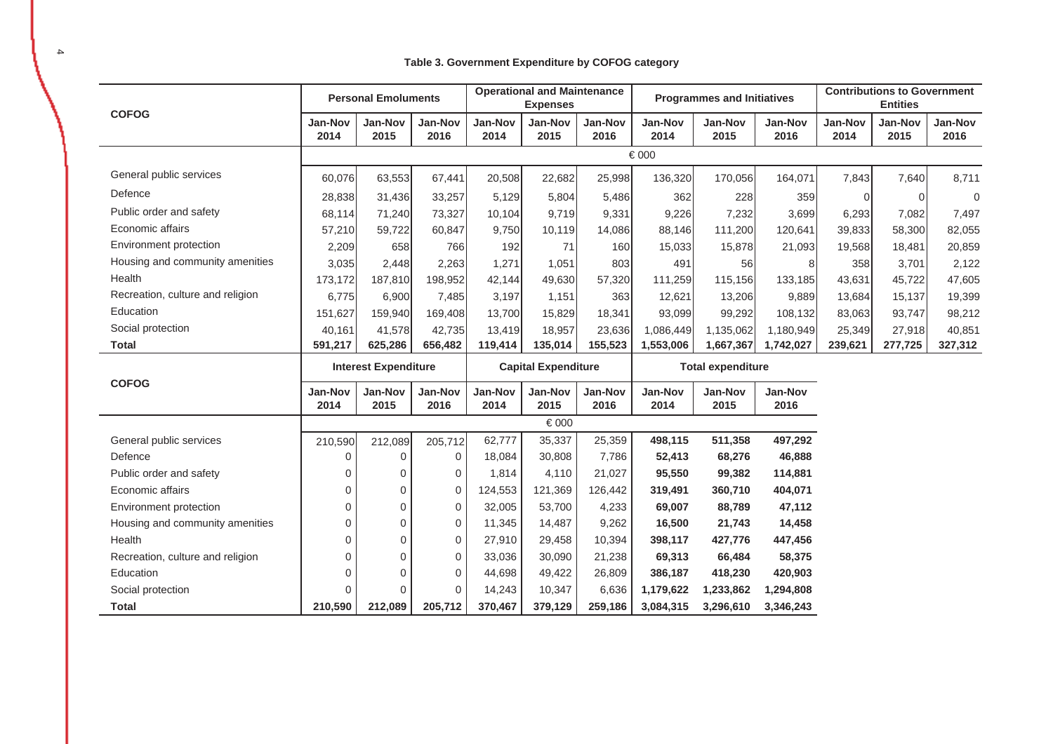**Table 3. Government Expenditure by COFOG category**

| COFOG | Personal Emoluments | | | Operational and Maintenance Expenses | | | Programmes and Initiatives | | | Contributions to Government Entities | | |
|---|---|---|---|---|---|---|---|---|---|---|---|---|
| | Jan-Nov 2014 | Jan-Nov 2015 | Jan-Nov 2016 | Jan-Nov 2014 | Jan-Nov 2015 | Jan-Nov 2016 | Jan-Nov 2014 | Jan-Nov 2015 | Jan-Nov 2016 | Jan-Nov 2014 | Jan-Nov 2015 | Jan-Nov 2016 |
| | € 000 | | | | | | | | | | | |
| General public services | 60,076 | 63,553 | 67,441 | 20,508 | 22,682 | 25,998 | 136,320 | 170,056 | 164,071 | 7,843 | 7,640 | 8,711 |
| Defence | 28,838 | 31,436 | 33,257 | 5,129 | 5,804 | 5,486 | 362 | 228 | 359 | 0 | 0 | 0 |
| Public order and safety | 68,114 | 71,240 | 73,327 | 10,104 | 9,719 | 9,331 | 9,226 | 7,232 | 3,699 | 6,293 | 7,082 | 7,497 |
| Economic affairs | 57,210 | 59,722 | 60,847 | 9,750 | 10,119 | 14,086 | 88,146 | 111,200 | 120,641 | 39,833 | 58,300 | 82,055 |
| Environment protection | 2,209 | 658 | 766 | 192 | 71 | 160 | 15,033 | 15,878 | 21,093 | 19,568 | 18,481 | 20,859 |
| Housing and community amenities | 3,035 | 2,448 | 2,263 | 1,271 | 1,051 | 803 | 491 | 56 | 8 | 358 | 3,701 | 2,122 |
| Health | 173,172 | 187,810 | 198,952 | 42,144 | 49,630 | 57,320 | 111,259 | 115,156 | 133,185 | 43,631 | 45,722 | 47,605 |
| Recreation, culture and religion | 6,775 | 6,900 | 7,485 | 3,197 | 1,151 | 363 | 12,621 | 13,206 | 9,889 | 13,684 | 15,137 | 19,399 |
| Education | 151,627 | 159,940 | 169,408 | 13,700 | 15,829 | 18,341 | 93,099 | 99,292 | 108,132 | 83,063 | 93,747 | 98,212 |
| Social protection | 40,161 | 41,578 | 42,735 | 13,419 | 18,957 | 23,636 | 1,086,449 | 1,135,062 | 1,180,949 | 25,349 | 27,918 | 40,851 |
| **Total** | **591,217** | **625,286** | **656,482** | **119,414** | **135,014** | **155,523** | **1,553,006** | **1,667,367** | **1,742,027** | **239,621** | **277,725** | **327,312** |

| COFOG | Interest Expenditure | | | Capital Expenditure | | | Total expenditure | | |
|---|---|---|---|---|---|---|---|---|---|
| | Jan-Nov 2014 | Jan-Nov 2015 | Jan-Nov 2016 | Jan-Nov 2014 | Jan-Nov 2015 | Jan-Nov 2016 | Jan-Nov 2014 | Jan-Nov 2015 | Jan-Nov 2016 |
| | € 000 | | | | | | | | |
| General public services | 210,590 | 212,089 | 205,712 | 62,777 | 35,337 | 25,359 | **498,115** | **511,358** | **497,292** |
| Defence | 0 | 0 | 0 | 18,084 | 30,808 | 7,786 | **52,413** | **68,276** | **46,888** |
| Public order and safety | 0 | 0 | 0 | 1,814 | 4,110 | 21,027 | **95,550** | **99,382** | **114,881** |
| Economic affairs | 0 | 0 | 0 | 124,553 | 121,369 | 126,442 | **319,491** | **360,710** | **404,071** |
| Environment protection | 0 | 0 | 0 | 32,005 | 53,700 | 4,233 | **69,007** | **88,789** | **47,112** |
| Housing and community amenities | 0 | 0 | 0 | 11,345 | 14,487 | 9,262 | **16,500** | **21,743** | **14,458** |
| Health | 0 | 0 | 0 | 27,910 | 29,458 | 10,394 | **398,117** | **427,776** | **447,456** |
| Recreation, culture and religion | 0 | 0 | 0 | 33,036 | 30,090 | 21,238 | **69,313** | **66,484** | **58,375** |
| Education | 0 | 0 | 0 | 44,698 | 49,422 | 26,809 | **386,187** | **418,230** | **420,903** |
| Social protection | 0 | 0 | 0 | 14,243 | 10,347 | 6,636 | **1,179,622** | **1,233,862** | **1,294,808** |
| **Total** | **210,590** | **212,089** | **205,712** | **370,467** | **379,129** | **259,186** | **3,084,315** | **3,296,610** | **3,346,243** |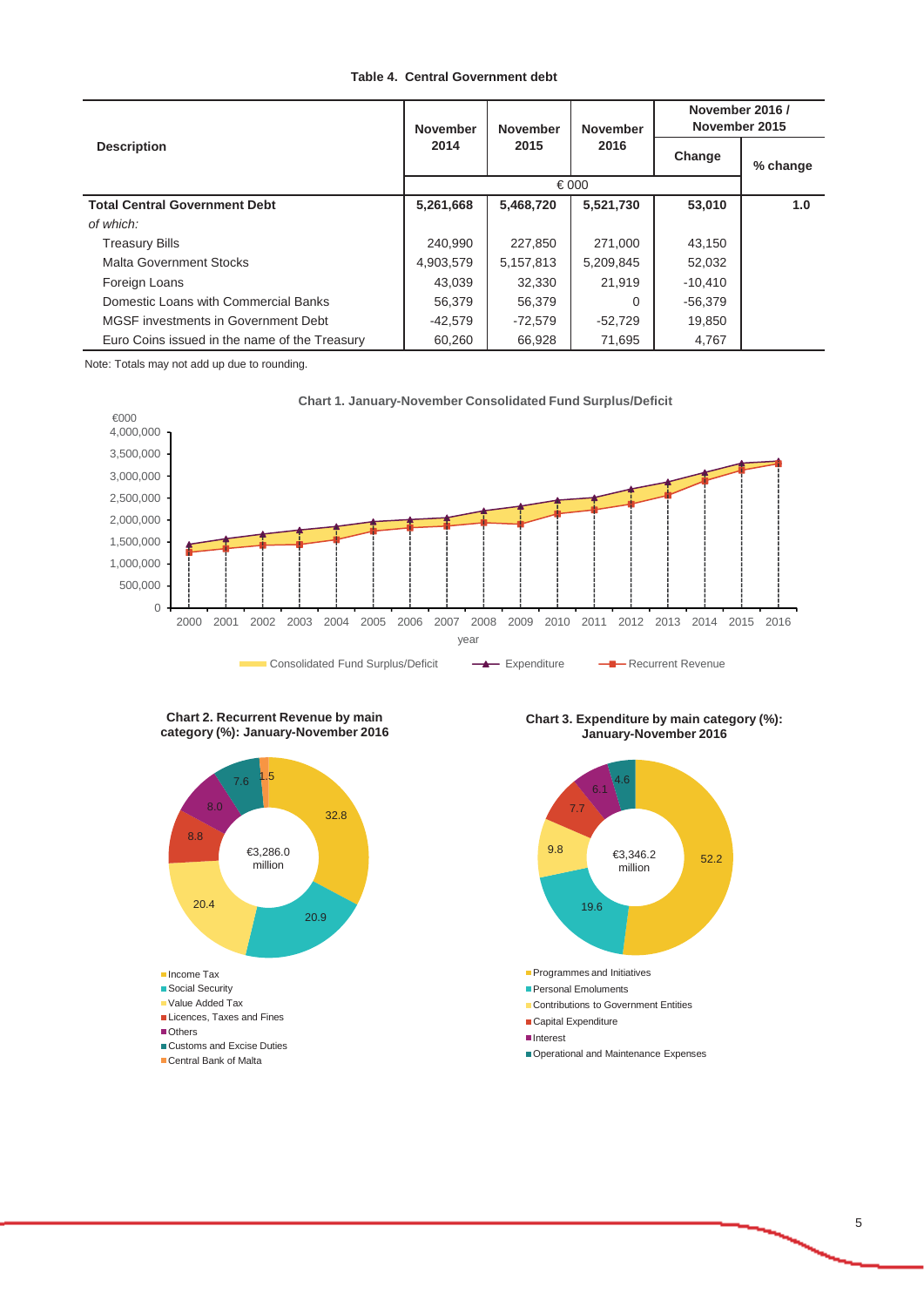**Table 4. Central Government debt**

| Description | November 2014 | November 2015 | November 2016 | November 2016 / November 2015 | |
|---|---|---|---|---|---|
| | | | | Change | % change |
| | € 000 | | | | |
| **Total Central Government Debt** | **5,261,668** | **5,468,720** | **5,521,730** | **53,010** | **1.0** |
| *of which:* | | | | | |
| Treasury Bills | 240,990 | 227,850 | 271,000 | 43,150 | |
| Malta Government Stocks | 4,903,579 | 5,157,813 | 5,209,845 | 52,032 | |
| Foreign Loans | 43,039 | 32,330 | 21,919 | -10,410 | |
| Domestic Loans with Commercial Banks | 56,379 | 56,379 | 0 | -56,379 | |
| MGSF investments in Government Debt | -42,579 | -72,579 | -52,729 | 19,850 | |
| Euro Coins issued in the name of the Treasury | 60,260 | 66,928 | 71,695 | 4,767 | |

Note: Totals may not add up due to rounding.

**Chart 1. January-November Consolidated Fund Surplus/Deficit**

**Chart 2. Recurrent Revenue by main category (%): January-November 2016**

€3,286.0 million

- Income Tax: 32.8
- Social Security: 20.9
- Value Added Tax: 20.4
- Licences, Taxes and Fines: 8.8
- Others: 8.0
- Customs and Excise Duties: 7.6
- Central Bank of Malta: 1.5

**Chart 3. Expenditure by main category (%): January-November 2016**

€3,346.2 million

- Programmes and Initiatives: 52.2
- Personal Emoluments: 19.6
- Contributions to Government Entities: 9.8
- Capital Expenditure: 7.7
- Interest: 6.1
- Operational and Maintenance Expenses: 4.6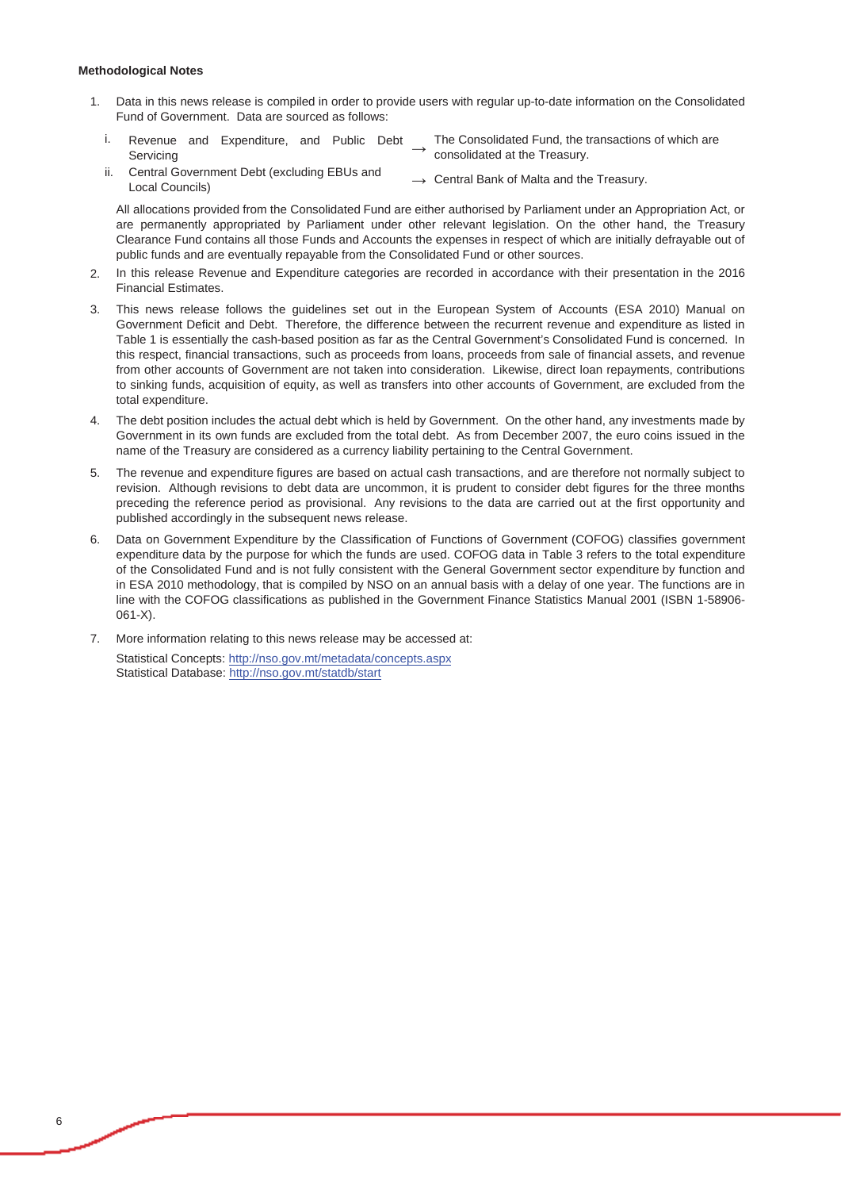**Methodological Notes**

1. Data in this news release is compiled in order to provide users with regular up-to-date information on the Consolidated Fund of Government. Data are sourced as follows:

   i. Revenue and Expenditure, and Public Debt Servicing → The Consolidated Fund, the transactions of which are consolidated at the Treasury.

   ii. Central Government Debt (excluding EBUs and Local Councils) → Central Bank of Malta and the Treasury.

   All allocations provided from the Consolidated Fund are either authorised by Parliament under an Appropriation Act, or are permanently appropriated by Parliament under other relevant legislation. On the other hand, the Treasury Clearance Fund contains all those Funds and Accounts the expenses in respect of which are initially defrayable out of public funds and are eventually repayable from the Consolidated Fund or other sources.

2. In this release Revenue and Expenditure categories are recorded in accordance with their presentation in the 2016 Financial Estimates.

3. This news release follows the guidelines set out in the European System of Accounts (ESA 2010) Manual on Government Deficit and Debt. Therefore, the difference between the recurrent revenue and expenditure as listed in Table 1 is essentially the cash-based position as far as the Central Government's Consolidated Fund is concerned. In this respect, financial transactions, such as proceeds from loans, proceeds from sale of financial assets, and revenue from other accounts of Government are not taken into consideration. Likewise, direct loan repayments, contributions to sinking funds, acquisition of equity, as well as transfers into other accounts of Government, are excluded from the total expenditure.

4. The debt position includes the actual debt which is held by Government. On the other hand, any investments made by Government in its own funds are excluded from the total debt. As from December 2007, the euro coins issued in the name of the Treasury are considered as a currency liability pertaining to the Central Government.

5. The revenue and expenditure figures are based on actual cash transactions, and are therefore not normally subject to revision. Although revisions to debt data are uncommon, it is prudent to consider debt figures for the three months preceding the reference period as provisional. Any revisions to the data are carried out at the first opportunity and published accordingly in the subsequent news release.

6. Data on Government Expenditure by the Classification of Functions of Government (COFOG) classifies government expenditure data by the purpose for which the funds are used. COFOG data in Table 3 refers to the total expenditure of the Consolidated Fund and is not fully consistent with the General Government sector expenditure by function and in ESA 2010 methodology, that is compiled by NSO on an annual basis with a delay of one year. The functions are in line with the COFOG classifications as published in the Government Finance Statistics Manual 2001 (ISBN 1-58906-061-X).

7. More information relating to this news release may be accessed at:

   Statistical Concepts: http://nso.gov.mt/metadata/concepts.aspx
   Statistical Database: http://nso.gov.mt/statdb/start